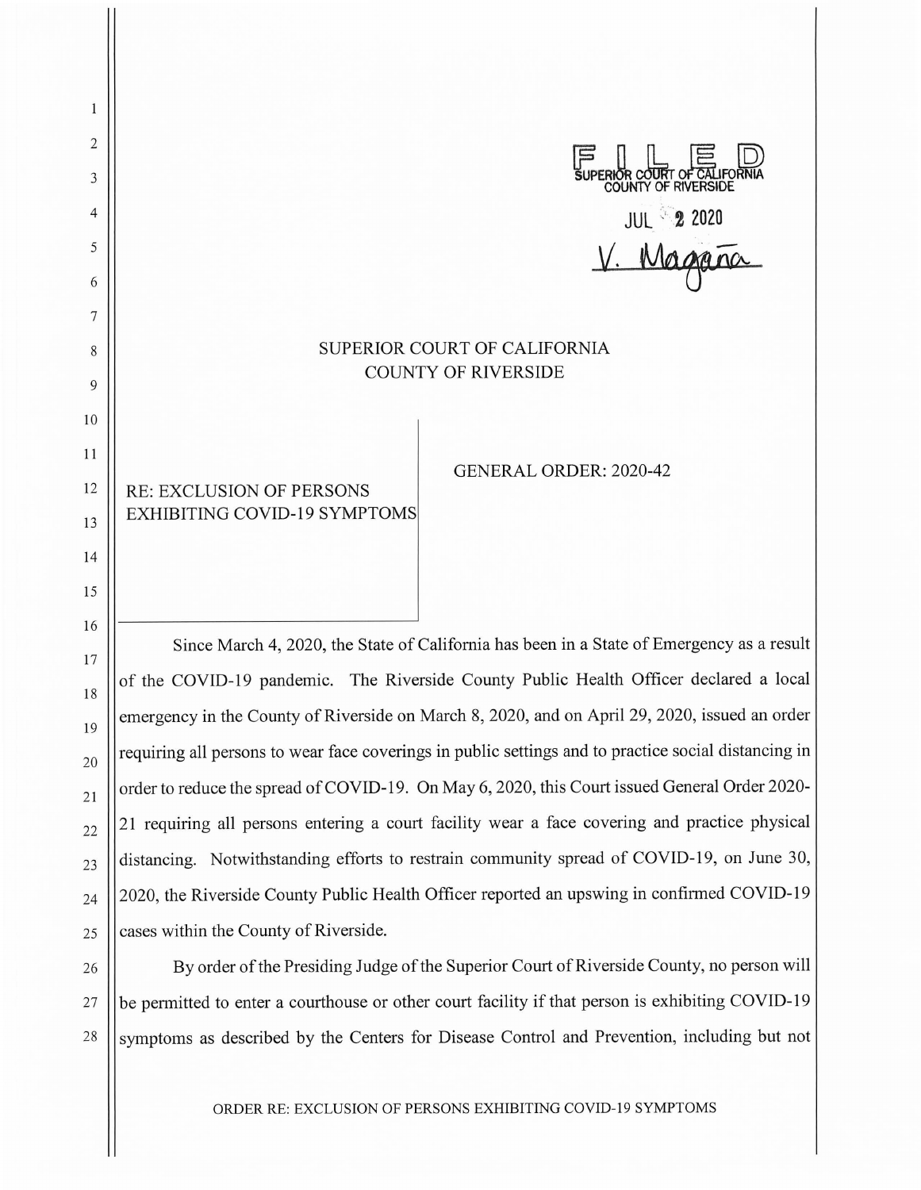FILED
SUPERIOR COURT OF CALIFORNIA
COUNTY OF RIVERSIDE

JUL 2 2020

V. Magaña

SUPERIOR COURT OF CALIFORNIA
COUNTY OF RIVERSIDE

RE: EXCLUSION OF PERSONS EXHIBITING COVID-19 SYMPTOMS

GENERAL ORDER: 2020-42

Since March 4, 2020, the State of California has been in a State of Emergency as a result of the COVID-19 pandemic. The Riverside County Public Health Officer declared a local emergency in the County of Riverside on March 8, 2020, and on April 29, 2020, issued an order requiring all persons to wear face coverings in public settings and to practice social distancing in order to reduce the spread of COVID-19. On May 6, 2020, this Court issued General Order 2020-21 requiring all persons entering a court facility wear a face covering and practice physical distancing. Notwithstanding efforts to restrain community spread of COVID-19, on June 30, 2020, the Riverside County Public Health Officer reported an upswing in confirmed COVID-19 cases within the County of Riverside.

By order of the Presiding Judge of the Superior Court of Riverside County, no person will be permitted to enter a courthouse or other court facility if that person is exhibiting COVID-19 symptoms as described by the Centers for Disease Control and Prevention, including but not

ORDER RE: EXCLUSION OF PERSONS EXHIBITING COVID-19 SYMPTOMS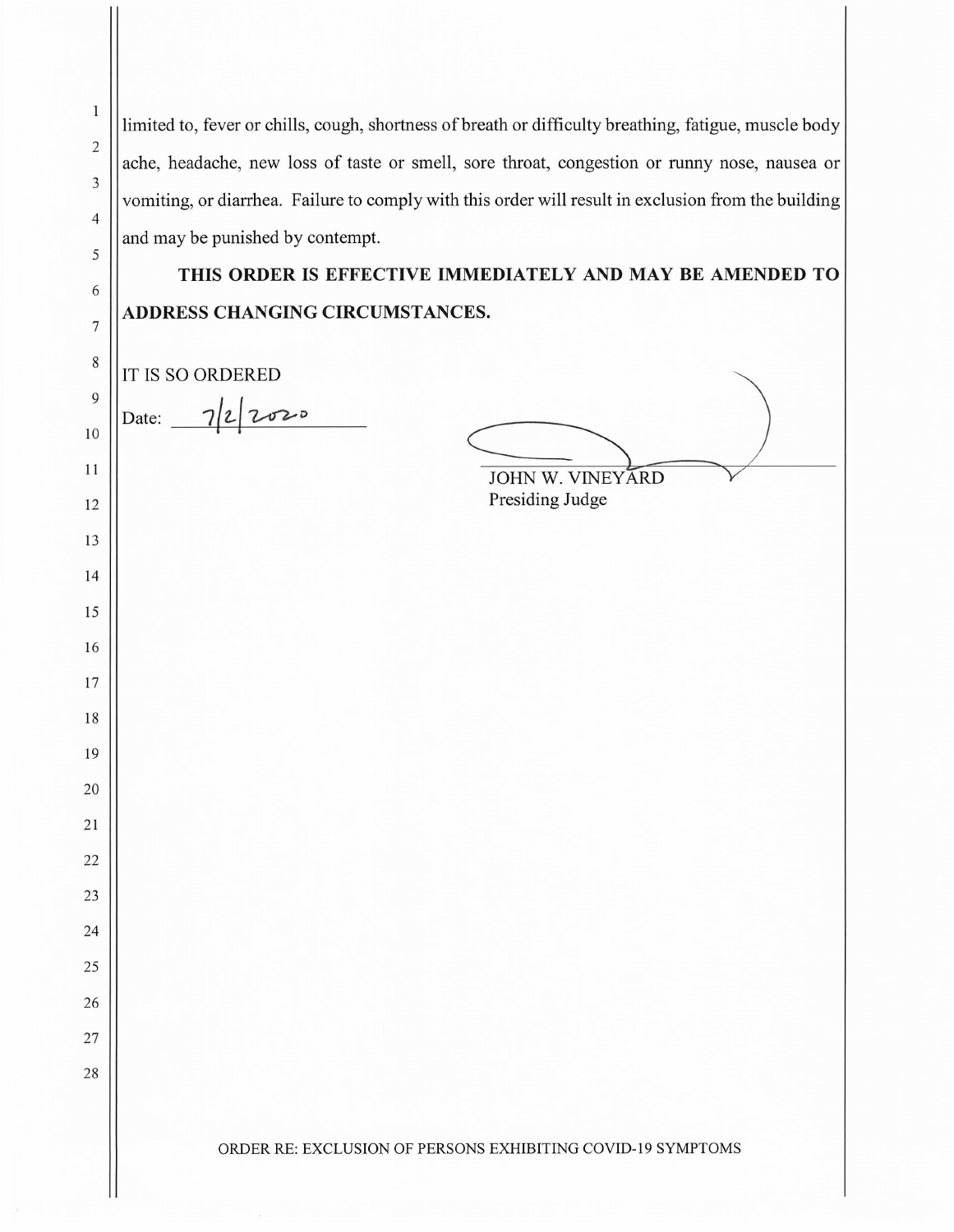limited to, fever or chills, cough, shortness of breath or difficulty breathing, fatigue, muscle body ache, headache, new loss of taste or smell, sore throat, congestion or runny nose, nausea or vomiting, or diarrhea. Failure to comply with this order will result in exclusion from the building and may be punished by contempt.

**THIS ORDER IS EFFECTIVE IMMEDIATELY AND MAY BE AMENDED TO ADDRESS CHANGING CIRCUMSTANCES.**

IT IS SO ORDERED

Date: 7/2/2020

JOHN W. VINEYARD
Presiding Judge

ORDER RE: EXCLUSION OF PERSONS EXHIBITING COVID-19 SYMPTOMS